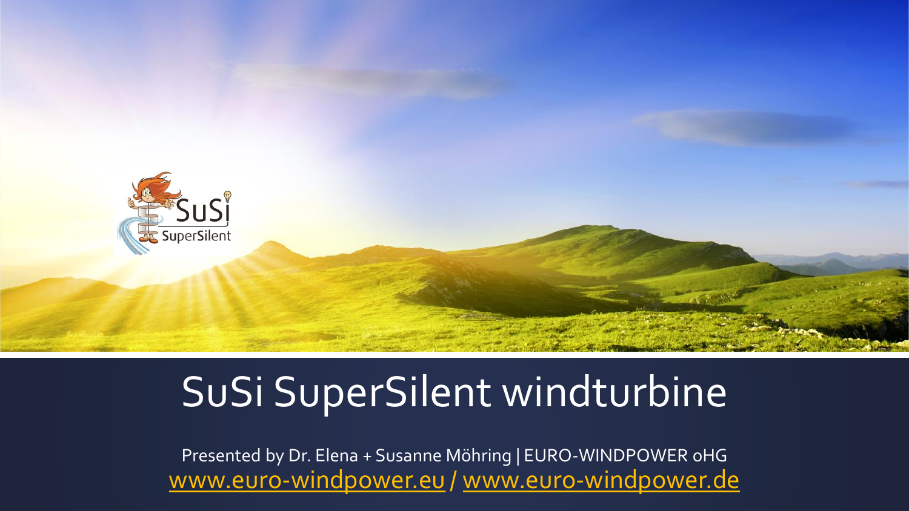# SuSi SuperSilent windturbine

Presented by Dr. Elena + Susanne Möhring | EURO-WINDPOWER oHG

[www.euro-windpower.eu](http://www.euro-windpower.eu) / [www.euro-windpower.de](http://www.euro-windpower.de)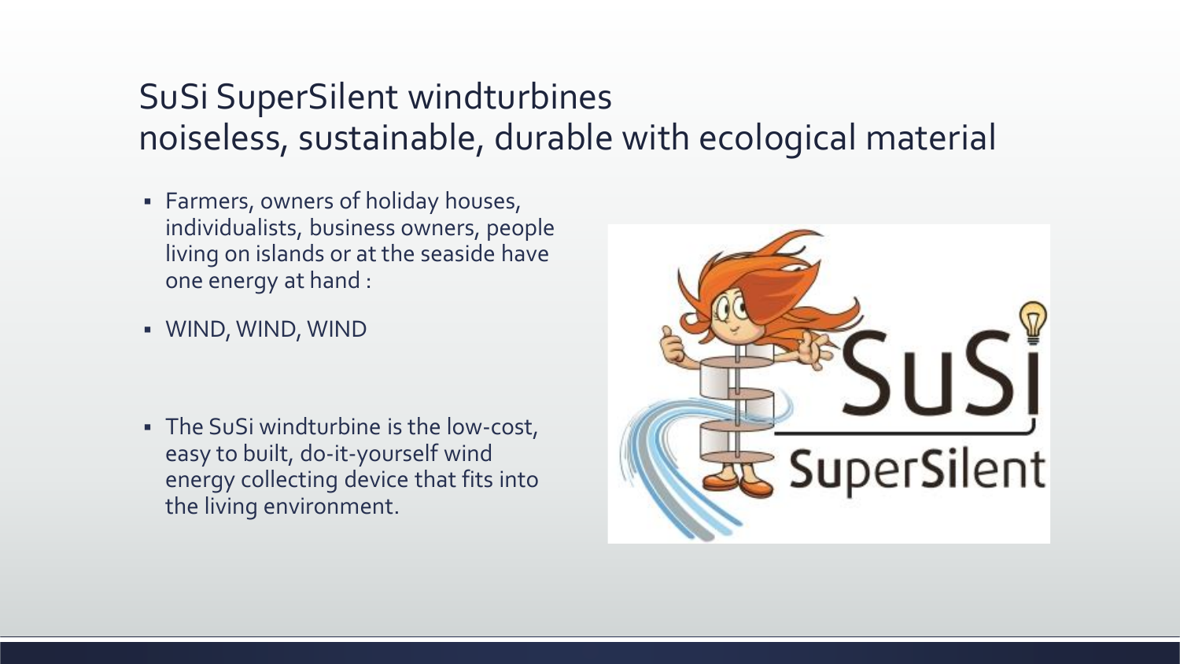# SuSi SuperSilent windturbines
noiseless, sustainable, durable with ecological material

- Farmers, owners of holiday houses, individualists, business owners, people living on islands or at the seaside have one energy at hand :
- WIND, WIND, WIND
- The SuSi windturbine is the low-cost, easy to built, do-it-yourself wind energy collecting device that fits into the living environment.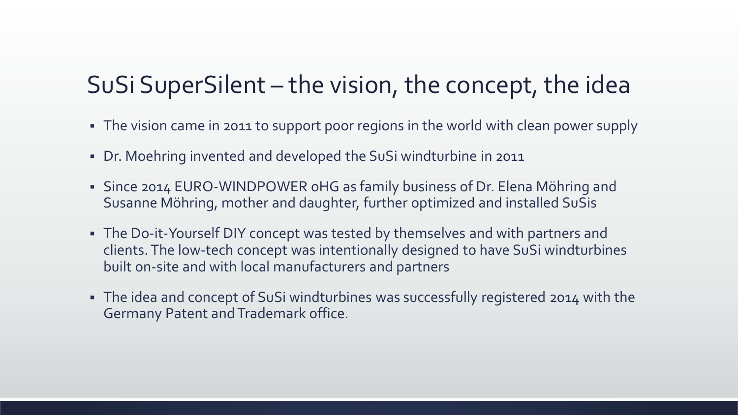# SuSi SuperSilent – the vision, the concept, the idea

- The vision came in 2011 to support poor regions in the world with clean power supply
- Dr. Moehring invented and developed the SuSi windturbine in 2011
- Since 2014 EURO-WINDPOWER oHG as family business of Dr. Elena Möhring and Susanne Möhring, mother and daughter, further optimized and installed SuSis
- The Do-it-Yourself DIY concept was tested by themselves and with partners and clients. The low-tech concept was intentionally designed to have SuSi windturbines built on-site and with local manufacturers and partners
- The idea and concept of SuSi windturbines was successfully registered 2014 with the Germany Patent and Trademark office.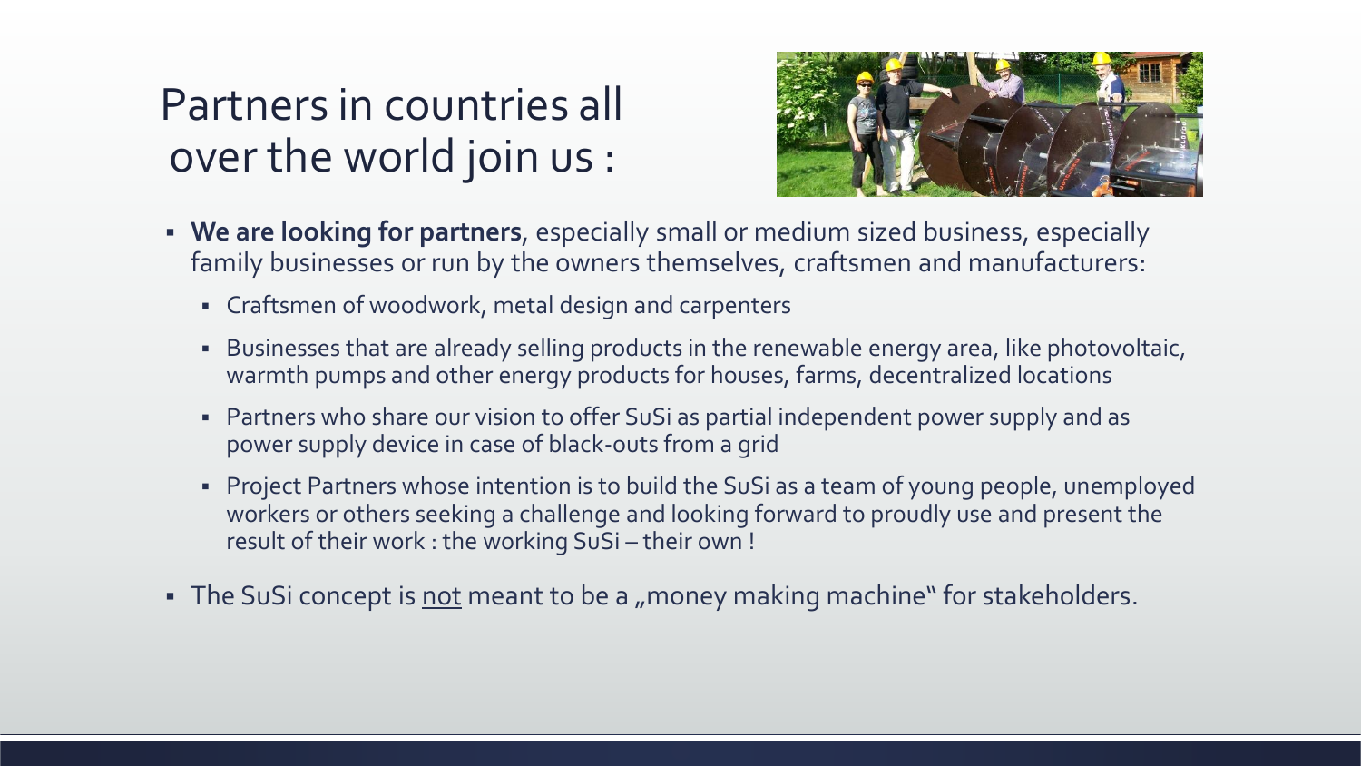# Partners in countries all over the world join us :

- **We are looking for partners**, especially small or medium sized business, especially family businesses or run by the owners themselves, craftsmen and manufacturers:
  - Craftsmen of woodwork, metal design and carpenters
  - Businesses that are already selling products in the renewable energy area, like photovoltaic, warmth pumps and other energy products for houses, farms, decentralized locations
  - Partners who share our vision to offer SuSi as partial independent power supply and as power supply device in case of black-outs from a grid
  - Project Partners whose intention is to build the SuSi as a team of young people, unemployed workers or others seeking a challenge and looking forward to proudly use and present the result of their work : the working SuSi – their own !
- The SuSi concept is <u>not</u> meant to be a „money making machine" for stakeholders.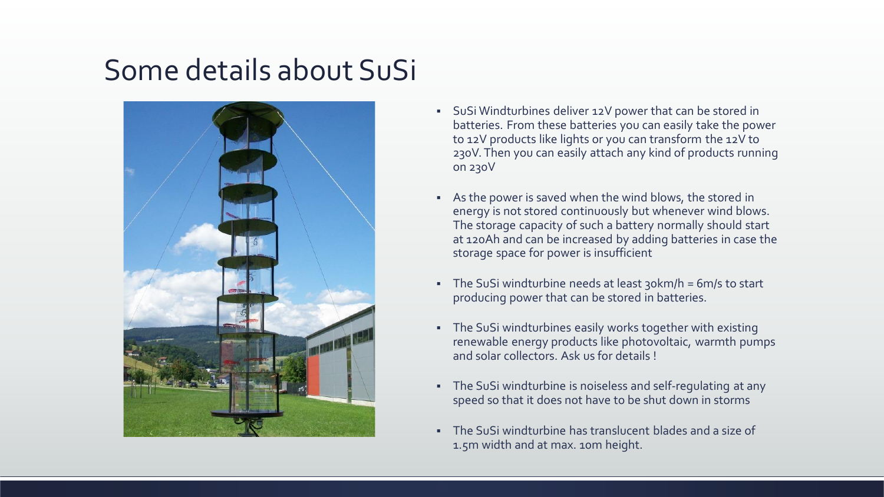# Some details about SuSi

- SuSi Windturbines deliver 12V power that can be stored in batteries. From these batteries you can easily take the power to 12V products like lights or you can transform the 12V to 230V. Then you can easily attach any kind of products running on 230V
- As the power is saved when the wind blows, the stored in energy is not stored continuously but whenever wind blows. The storage capacity of such a battery normally should start at 120Ah and can be increased by adding batteries in case the storage space for power is insufficient
- The SuSi windturbine needs at least 30km/h = 6m/s to start producing power that can be stored in batteries.
- The SuSi windturbines easily works together with existing renewable energy products like photovoltaic, warmth pumps and solar collectors. Ask us for details !
- The SuSi windturbine is noiseless and self-regulating at any speed so that it does not have to be shut down in storms
- The SuSi windturbine has translucent blades and a size of 1.5m width and at max. 10m height.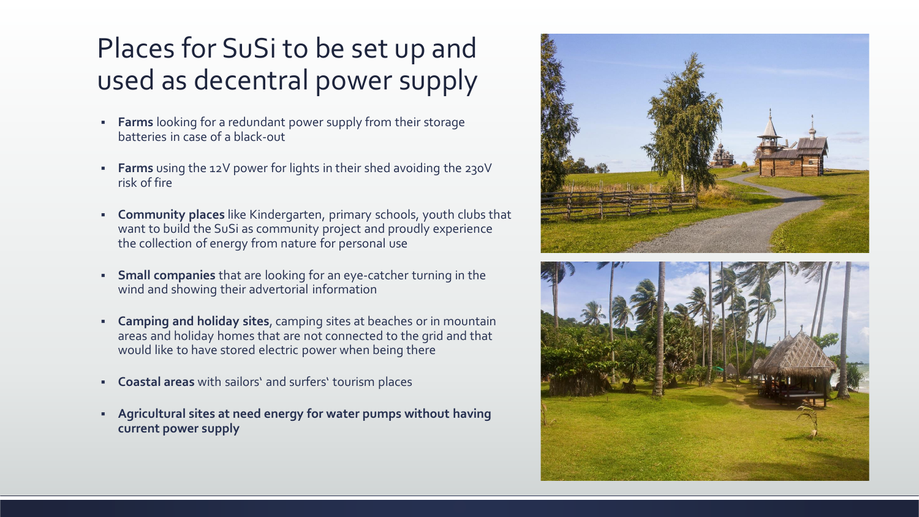# Places for SuSi to be set up and used as decentral power supply

- **Farms** looking for a redundant power supply from their storage batteries in case of a black-out
- **Farms** using the 12V power for lights in their shed avoiding the 230V risk of fire
- **Community places** like Kindergarten, primary schools, youth clubs that want to build the SuSi as community project and proudly experience the collection of energy from nature for personal use
- **Small companies** that are looking for an eye-catcher turning in the wind and showing their advertorial information
- **Camping and holiday sites**, camping sites at beaches or in mountain areas and holiday homes that are not connected to the grid and that would like to have stored electric power when being there
- **Coastal areas** with sailors' and surfers' tourism places
- **Agricultural sites at need energy for water pumps without having current power supply**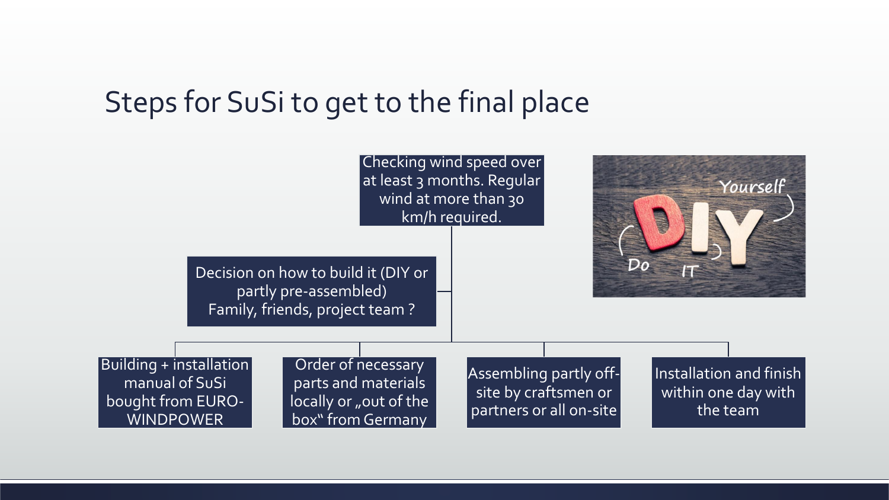# Steps for SuSi to get to the final place

Checking wind speed over at least 3 months. Regular wind at more than 30 km/h required.

Decision on how to build it (DIY or partly pre-assembled)
Family, friends, project team ?

Building + installation manual of SuSi bought from EURO-WINDPOWER

Order of necessary parts and materials locally or „out of the box" from Germany

Assembling partly off-site by craftsmen or partners or all on-site

Installation and finish within one day with the team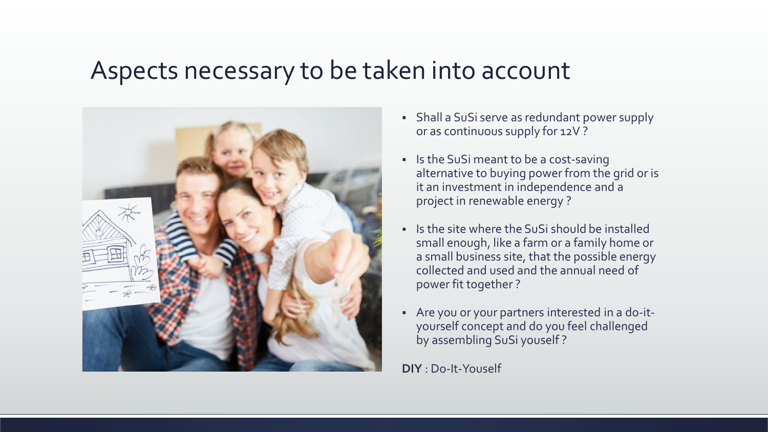# Aspects necessary to be taken into account

- Shall a SuSi serve as redundant power supply or as continuous supply for 12V ?
- Is the SuSi meant to be a cost-saving alternative to buying power from the grid or is it an investment in independence and a project in renewable energy ?
- Is the site where the SuSi should be installed small enough, like a farm or a family home or a small business site, that the possible energy collected and used and the annual need of power fit together ?
- Are you or your partners interested in a do-it-yourself concept and do you feel challenged by assembling SuSi youself ?

**DIY** : Do-It-Youself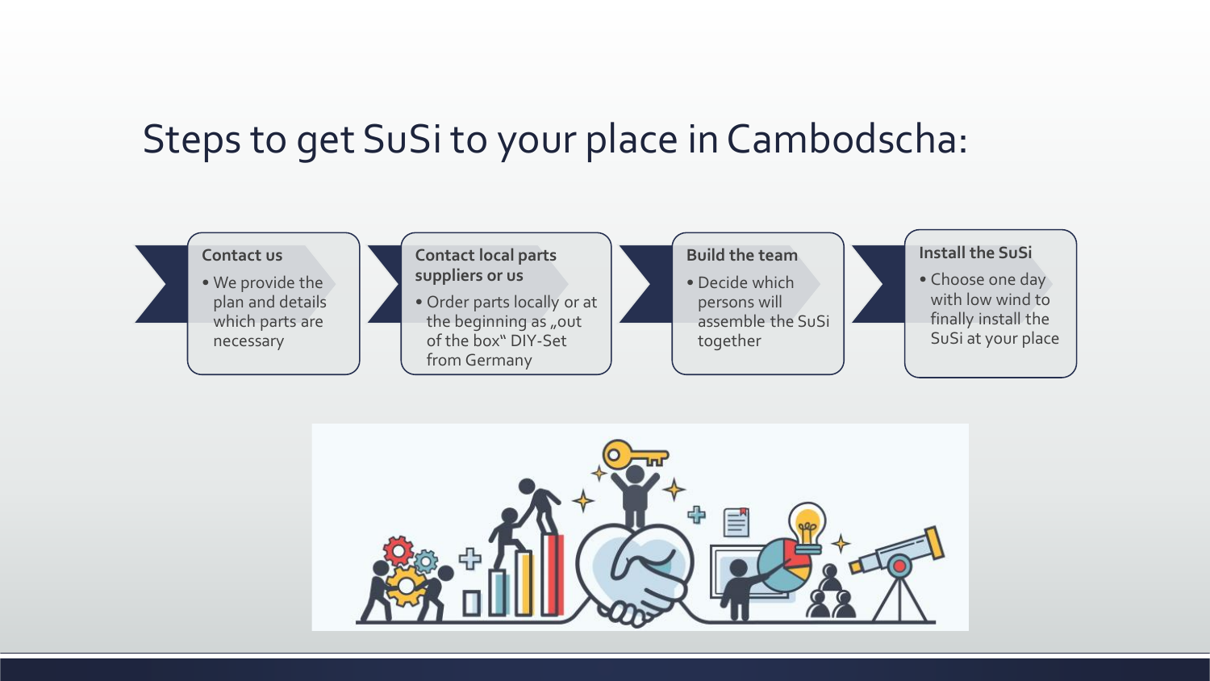# Steps to get SuSi to your place in Cambodscha:

**Contact us**

- We provide the plan and details which parts are necessary

**Contact local parts suppliers or us**

- Order parts locally or at the beginning as „out of the box" DIY-Set from Germany

**Build the team**

- Decide which persons will assemble the SuSi together

**Install the SuSi**

- Choose one day with low wind to finally install the SuSi at your place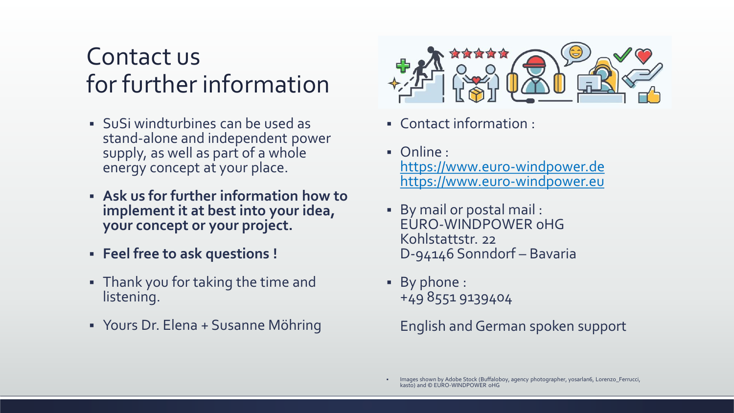# Contact us for further information

- SuSi windturbines can be used as stand-alone and independent power supply, as well as part of a whole energy concept at your place.
- **Ask us for further information how to implement it at best into your idea, your concept or your project.**
- **Feel free to ask questions !**
- Thank you for taking the time and listening.
- Yours Dr. Elena + Susanne Möhring

- Contact information :
- Online :
  https://www.euro-windpower.de
  https://www.euro-windpower.eu
- By mail or postal mail :
  EURO-WINDPOWER oHG
  Kohlstattstr. 22
  D-94146 Sonndorf – Bavaria
- By phone :
  +49 8551 9139404

  English and German spoken support

- Images shown by Adobe Stock (Buffaloboy, agency photographer, yosarlan6, Lorenzo_Ferrucci, kasto) and © EURO-WINDPOWER oHG